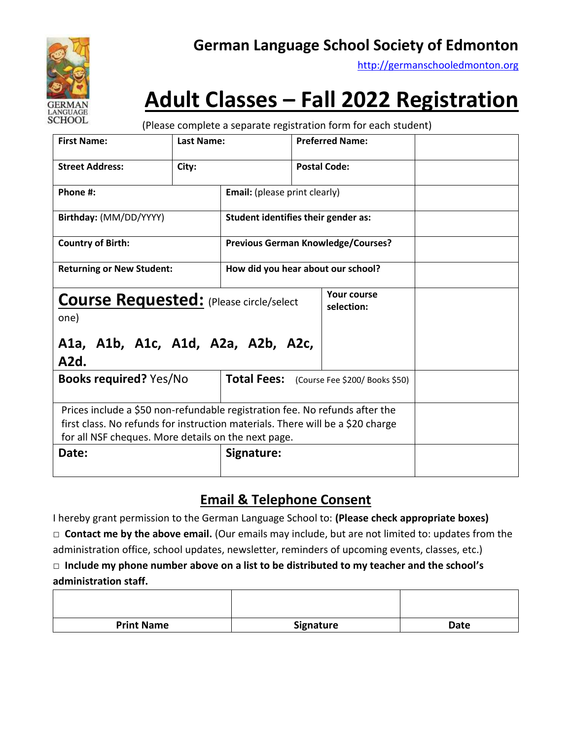# German Language School Society of Edmonton

http://germanschooledmonton.org

GERMAN LANGUAGE SCHOOL

# Adult Classes – Fall 2022 Registration

(Please complete a separate registration form for each student)

| | | | |
|---|---|---|---|
| **First Name:** | **Last Name:** | **Preferred Name:** | |
| **Street Address:** | **City:** | **Postal Code:** | |
| **Phone #:** | **Email:** (please print clearly) | | |
| **Birthday:** (MM/DD/YYYY) | **Student identifies their gender as:** | | |
| **Country of Birth:** | **Previous German Knowledge/Courses?** | | |
| **Returning or New Student:** | **How did you hear about our school?** | | |
| **Course Requested:** (Please circle/select one)<br>**A1a, A1b, A1c, A1d, A2a, A2b, A2c, A2d.** | | **Your course selection:** | |
| **Books required?** Yes/No | **Total Fees:** (Course Fee $200/ Books $50) | | |
| Prices include a $50 non-refundable registration fee. No refunds after the first class. No refunds for instruction materials. There will be a $20 charge for all NSF cheques. More details on the next page. | | | |
| **Date:** | **Signature:** | | |

## Email & Telephone Consent

I hereby grant permission to the German Language School to: **(Please check appropriate boxes)**

□ **Contact me by the above email.** (Our emails may include, but are not limited to: updates from the administration office, school updates, newsletter, reminders of upcoming events, classes, etc.)

□ **Include my phone number above on a list to be distributed to my teacher and the school's administration staff.**

| | | |
|---|---|---|
| | | |
| **Print Name** | **Signature** | **Date** |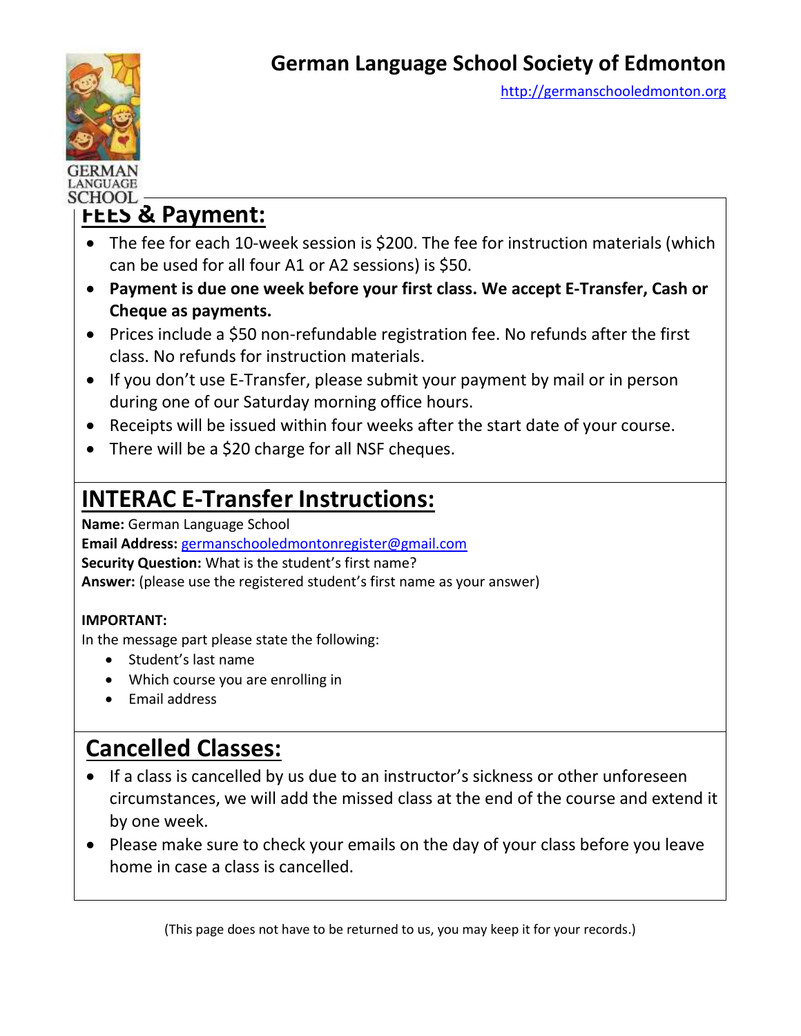# German Language School Society of Edmonton

http://germanschooledmonton.org

GERMAN LANGUAGE SCHOOL

## FEES & Payment:

- The fee for each 10-week session is $200. The fee for instruction materials (which can be used for all four A1 or A2 sessions) is $50.
- **Payment is due one week before your first class. We accept E-Transfer, Cash or Cheque as payments.**
- Prices include a $50 non-refundable registration fee. No refunds after the first class. No refunds for instruction materials.
- If you don't use E-Transfer, please submit your payment by mail or in person during one of our Saturday morning office hours.
- Receipts will be issued within four weeks after the start date of your course.
- There will be a $20 charge for all NSF cheques.

## INTERAC E-Transfer Instructions:

**Name:** German Language School
**Email Address:** germanschooledmontonregister@gmail.com
**Security Question:** What is the student's first name?
**Answer:** (please use the registered student's first name as your answer)

**IMPORTANT:**
In the message part please state the following:

- Student's last name
- Which course you are enrolling in
- Email address

## Cancelled Classes:

- If a class is cancelled by us due to an instructor's sickness or other unforeseen circumstances, we will add the missed class at the end of the course and extend it by one week.
- Please make sure to check your emails on the day of your class before you leave home in case a class is cancelled.

(This page does not have to be returned to us, you may keep it for your records.)